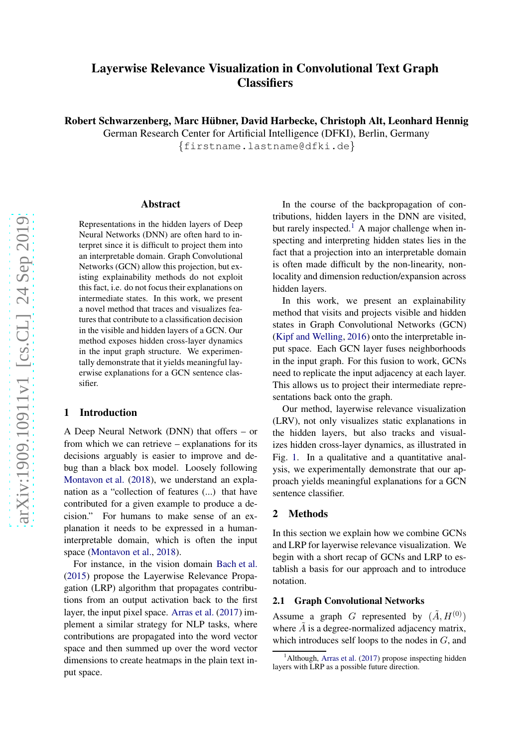# Layerwise Relevance Visualization in Convolutional Text Graph Classifiers

**Robert Schwarzenberg, Marc Hübner, David Harbecke, Christoph Alt, Leonhard Hennig**
German Research Center for Artificial Intelligence (DFKI), Berlin, Germany
{firstname.lastname@dfki.de}

## Abstract

Representations in the hidden layers of Deep Neural Networks (DNN) are often hard to interpret since it is difficult to project them into an interpretable domain. Graph Convolutional Networks (GCN) allow this projection, but existing explainability methods do not exploit this fact, i.e. do not focus their explanations on intermediate states. In this work, we present a novel method that traces and visualizes features that contribute to a classification decision in the visible and hidden layers of a GCN. Our method exposes hidden cross-layer dynamics in the input graph structure. We experimentally demonstrate that it yields meaningful layerwise explanations for a GCN sentence classifier.

## 1 Introduction

A Deep Neural Network (DNN) that offers – or from which we can retrieve – explanations for its decisions arguably is easier to improve and debug than a black box model. Loosely following Montavon et al. (2018), we understand an explanation as a "collection of features (...) that have contributed for a given example to produce a decision." For humans to make sense of an explanation it needs to be expressed in a human-interpretable domain, which is often the input space (Montavon et al., 2018).

For instance, in the vision domain Bach et al. (2015) propose the Layerwise Relevance Propagation (LRP) algorithm that propagates contributions from an output activation back to the first layer, the input pixel space. Arras et al. (2017) implement a similar strategy for NLP tasks, where contributions are propagated into the word vector space and then summed up over the word vector dimensions to create heatmaps in the plain text input space.

In the course of the backpropagation of contributions, hidden layers in the DNN are visited, but rarely inspected.[1] A major challenge when inspecting and interpreting hidden states lies in the fact that a projection into an interpretable domain is often made difficult by the non-linearity, non-locality and dimension reduction/expansion across hidden layers.

In this work, we present an explainability method that visits and projects visible and hidden states in Graph Convolutional Networks (GCN) (Kipf and Welling, 2016) onto the interpretable input space. Each GCN layer fuses neighborhoods in the input graph. For this fusion to work, GCNs need to replicate the input adjacency at each layer. This allows us to project their intermediate representations back onto the graph.

Our method, layerwise relevance visualization (LRV), not only visualizes static explanations in the hidden layers, but also tracks and visualizes hidden cross-layer dynamics, as illustrated in Fig. 1. In a qualitative and a quantitative analysis, we experimentally demonstrate that our approach yields meaningful explanations for a GCN sentence classifier.

## 2 Methods

In this section we explain how we combine GCNs and LRP for layerwise relevance visualization. We begin with a short recap of GCNs and LRP to establish a basis for our approach and to introduce notation.

### 2.1 Graph Convolutional Networks

Assume a graph $G$ represented by $(\tilde{A}, H^{(0)})$ where $\tilde{A}$ is a degree-normalized adjacency matrix, which introduces self loops to the nodes in $G$, and

[1] Although, Arras et al. (2017) propose inspecting hidden layers with LRP as a possible future direction.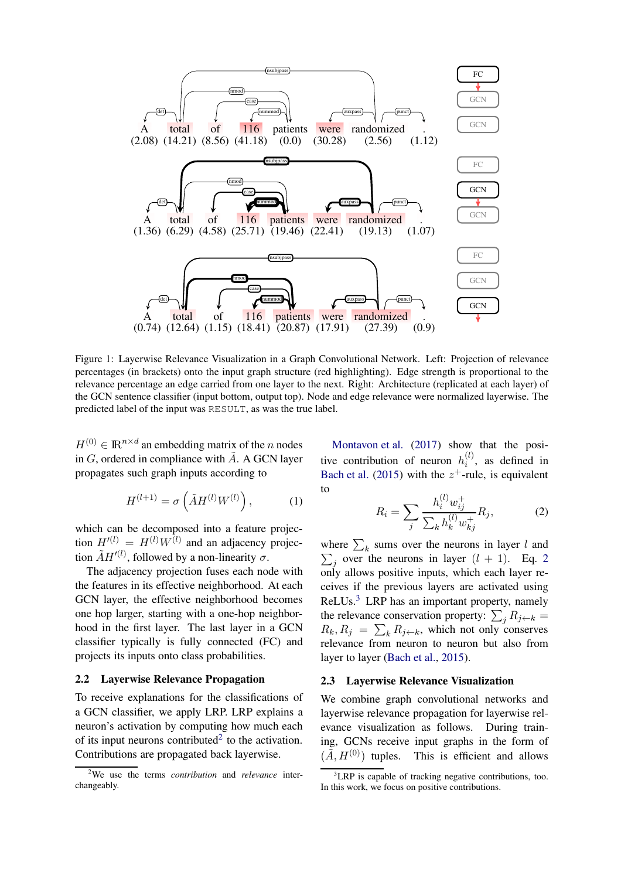A (2.08) total (14.21) of (8.56) 116 (41.18) patients (0.0) were (30.28) randomized (2.56) . (1.12)

A (1.36) total (6.29) of (4.58) 116 (25.71) patients (19.46) were (22.41) randomized (19.13) . (1.07)

A (0.74) total (12.64) of (1.15) 116 (18.41) patients (20.87) were (17.91) randomized (27.39) . (0.9)

Figure 1: Layerwise Relevance Visualization in a Graph Convolutional Network. Left: Projection of relevance percentages (in brackets) onto the input graph structure (red highlighting). Edge strength is proportional to the relevance percentage an edge carried from one layer to the next. Right: Architecture (replicated at each layer) of the GCN sentence classifier (input bottom, output top). Node and edge relevance were normalized layerwise. The predicted label of the input was RESULT, as was the true label.

$H^{(0)} \in \mathbb{R}^{n \times d}$ an embedding matrix of the $n$ nodes in $G$, ordered in compliance with $\tilde{A}$. A GCN layer propagates such graph inputs according to

$$H^{(l+1)} = \sigma\left(\tilde{A}H^{(l)}W^{(l)}\right), \tag{1}$$

which can be decomposed into a feature projection $H'^{(l)} = H^{(l)}W^{(l)}$ and an adjacency projection $\tilde{A}H'^{(l)}$, followed by a non-linearity $\sigma$.

The adjacency projection fuses each node with the features in its effective neighborhood. At each GCN layer, the effective neighborhood becomes one hop larger, starting with a one-hop neighborhood in the first layer. The last layer in a GCN classifier typically is fully connected (FC) and projects its inputs onto class probabilities.

## 2.2 Layerwise Relevance Propagation

To receive explanations for the classifications of a GCN classifier, we apply LRP. LRP explains a neuron's activation by computing how much each of its input neurons contributed[2] to the activation. Contributions are propagated back layerwise.

Montavon et al. (2017) show that the positive contribution of neuron $h_i^{(l)}$, as defined in Bach et al. (2015) with the $z^+$-rule, is equivalent to

$$R_i = \sum_j \frac{h_i^{(l)} w_{ij}^+}{\sum_k h_k^{(l)} w_{kj}^+} R_j, \tag{2}$$

where $\sum_k$ sums over the neurons in layer $l$ and $\sum_j$ over the neurons in layer $(l+1)$. Eq. 2 only allows positive inputs, which each layer receives if the previous layers are activated using ReLUs.[3] LRP has an important property, namely the relevance conservation property: $\sum_j R_{j \leftarrow k} = R_k, R_j = \sum_k R_{j \leftarrow k}$, which not only conserves relevance from neuron to neuron but also from layer to layer (Bach et al., 2015).

## 2.3 Layerwise Relevance Visualization

We combine graph convolutional networks and layerwise relevance propagation for layerwise relevance visualization as follows. During training, GCNs receive input graphs in the form of $(\tilde{A}, H^{(0)})$ tuples. This is efficient and allows

[2] We use the terms *contribution* and *relevance* interchangeably.

[3] LRP is capable of tracking negative contributions, too. In this work, we focus on positive contributions.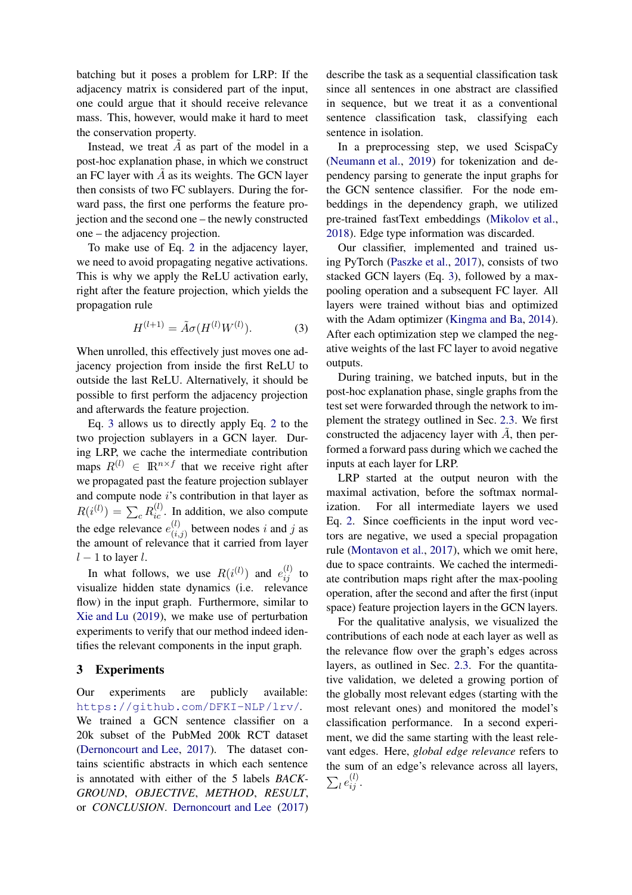batching but it poses a problem for LRP: If the adjacency matrix is considered part of the input, one could argue that it should receive relevance mass. This, however, would make it hard to meet the conservation property.

Instead, we treat $\tilde{A}$ as part of the model in a post-hoc explanation phase, in which we construct an FC layer with $\tilde{A}$ as its weights. The GCN layer then consists of two FC sublayers. During the forward pass, the first one performs the feature projection and the second one – the newly constructed one – the adjacency projection.

To make use of Eq. 2 in the adjacency layer, we need to avoid propagating negative activations. This is why we apply the ReLU activation early, right after the feature projection, which yields the propagation rule

$$H^{(l+1)} = \tilde{A}\sigma(H^{(l)}W^{(l)}). \tag{3}$$

When unrolled, this effectively just moves one adjacency projection from inside the first ReLU to outside the last ReLU. Alternatively, it should be possible to first perform the adjacency projection and afterwards the feature projection.

Eq. 3 allows us to directly apply Eq. 2 to the two projection sublayers in a GCN layer. During LRP, we cache the intermediate contribution maps $R^{(l)} \in \mathbb{R}^{n \times f}$ that we receive right after we propagated past the feature projection sublayer and compute node $i$'s contribution in that layer as $R(i^{(l)}) = \sum_c R_{ic}^{(l)}$. In addition, we also compute the edge relevance $e_{(i,j)}^{(l)}$ between nodes $i$ and $j$ as the amount of relevance that it carried from layer $l-1$ to layer $l$.

In what follows, we use $R(i^{(l)})$ and $e_{ij}^{(l)}$ to visualize hidden state dynamics (i.e. relevance flow) in the input graph. Furthermore, similar to Xie and Lu (2019), we make use of perturbation experiments to verify that our method indeed identifies the relevant components in the input graph.

## 3 Experiments

Our experiments are publicly available: https://github.com/DFKI-NLP/lrv/. We trained a GCN sentence classifier on a 20k subset of the PubMed 200k RCT dataset (Dernoncourt and Lee, 2017). The dataset contains scientific abstracts in which each sentence is annotated with either of the 5 labels *BACKGROUND*, *OBJECTIVE*, *METHOD*, *RESULT*, or *CONCLUSION*. Dernoncourt and Lee (2017) describe the task as a sequential classification task since all sentences in one abstract are classified in sequence, but we treat it as a conventional sentence classification task, classifying each sentence in isolation.

In a preprocessing step, we used ScispaCy (Neumann et al., 2019) for tokenization and dependency parsing to generate the input graphs for the GCN sentence classifier. For the node embeddings in the dependency graph, we utilized pre-trained fastText embeddings (Mikolov et al., 2018). Edge type information was discarded.

Our classifier, implemented and trained using PyTorch (Paszke et al., 2017), consists of two stacked GCN layers (Eq. 3), followed by a max-pooling operation and a subsequent FC layer. All layers were trained without bias and optimized with the Adam optimizer (Kingma and Ba, 2014). After each optimization step we clamped the negative weights of the last FC layer to avoid negative outputs.

During training, we batched inputs, but in the post-hoc explanation phase, single graphs from the test set were forwarded through the network to implement the strategy outlined in Sec. 2.3. We first constructed the adjacency layer with $\tilde{A}$, then performed a forward pass during which we cached the inputs at each layer for LRP.

LRP started at the output neuron with the maximal activation, before the softmax normalization. For all intermediate layers we used Eq. 2. Since coefficients in the input word vectors are negative, we used a special propagation rule (Montavon et al., 2017), which we omit here, due to space contraints. We cached the intermediate contribution maps right after the max-pooling operation, after the second and after the first (input space) feature projection layers in the GCN layers.

For the qualitative analysis, we visualized the contributions of each node at each layer as well as the relevance flow over the graph's edges across layers, as outlined in Sec. 2.3. For the quantitative validation, we deleted a growing portion of the globally most relevant edges (starting with the most relevant ones) and monitored the model's classification performance. In a second experiment, we did the same starting with the least relevant edges. Here, *global edge relevance* refers to the sum of an edge's relevance across all layers, $\sum_l e_{ij}^{(l)}$.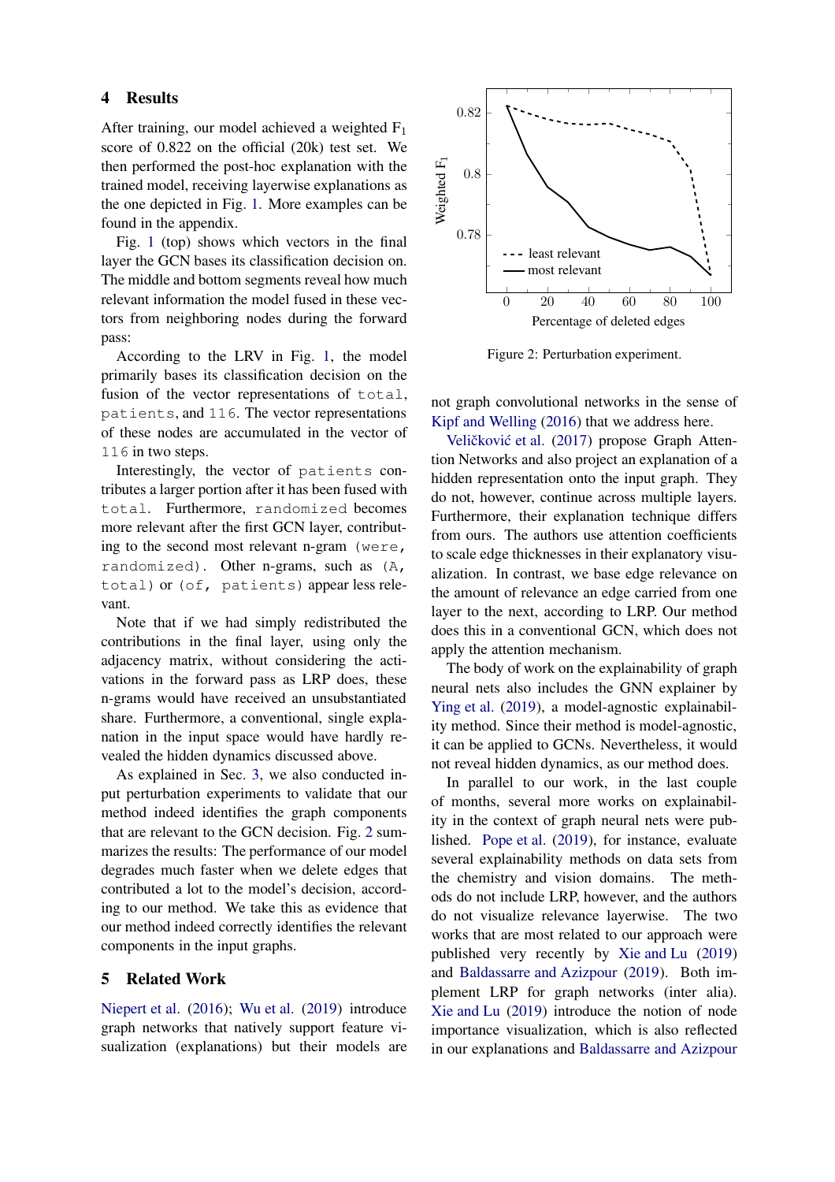## 4 Results

After training, our model achieved a weighted $F_1$ score of 0.822 on the official (20k) test set. We then performed the post-hoc explanation with the trained model, receiving layerwise explanations as the one depicted in Fig. 1. More examples can be found in the appendix.

Fig. 1 (top) shows which vectors in the final layer the GCN bases its classification decision on. The middle and bottom segments reveal how much relevant information the model fused in these vectors from neighboring nodes during the forward pass:

According to the LRV in Fig. 1, the model primarily bases its classification decision on the fusion of the vector representations of `total`, `patients`, and `116`. The vector representations of these nodes are accumulated in the vector of `116` in two steps.

Interestingly, the vector of `patients` contributes a larger portion after it has been fused with `total`. Furthermore, `randomized` becomes more relevant after the first GCN layer, contributing to the second most relevant n-gram `(were, randomized)`. Other n-grams, such as `(A, total)` or `(of, patients)` appear less relevant.

Note that if we had simply redistributed the contributions in the final layer, using only the adjacency matrix, without considering the activations in the forward pass as LRP does, these n-grams would have received an unsubstantiated share. Furthermore, a conventional, single explanation in the input space would have hardly revealed the hidden dynamics discussed above.

As explained in Sec. 3, we also conducted input perturbation experiments to validate that our method indeed identifies the graph components that are relevant to the GCN decision. Fig. 2 summarizes the results: The performance of our model degrades much faster when we delete edges that contributed a lot to the model's decision, according to our method. We take this as evidence that our method indeed correctly identifies the relevant components in the input graphs.

0.82
0.8
0.78
Weighted $F_1$
least relevant
most relevant
0 20 40 60 80 100
Percentage of deleted edges

Figure 2: Perturbation experiment.

## 5 Related Work

Niepert et al. (2016); Wu et al. (2019) introduce graph networks that natively support feature visualization (explanations) but their models are not graph convolutional networks in the sense of Kipf and Welling (2016) that we address here.

Veličković et al. (2017) propose Graph Attention Networks and also project an explanation of a hidden representation onto the input graph. They do not, however, continue across multiple layers. Furthermore, their explanation technique differs from ours. The authors use attention coefficients to scale edge thicknesses in their explanatory visualization. In contrast, we base edge relevance on the amount of relevance an edge carried from one layer to the next, according to LRP. Our method does this in a conventional GCN, which does not apply the attention mechanism.

The body of work on the explainability of graph neural nets also includes the GNN explainer by Ying et al. (2019), a model-agnostic explainability method. Since their method is model-agnostic, it can be applied to GCNs. Nevertheless, it would not reveal hidden dynamics, as our method does.

In parallel to our work, in the last couple of months, several more works on explainability in the context of graph neural nets were published. Pope et al. (2019), for instance, evaluate several explainability methods on data sets from the chemistry and vision domains. The methods do not include LRP, however, and the authors do not visualize relevance layerwise. The two works that are most related to our approach were published very recently by Xie and Lu (2019) and Baldassarre and Azizpour (2019). Both implement LRP for graph networks (inter alia). Xie and Lu (2019) introduce the notion of node importance visualization, which is also reflected in our explanations and Baldassarre and Azizpour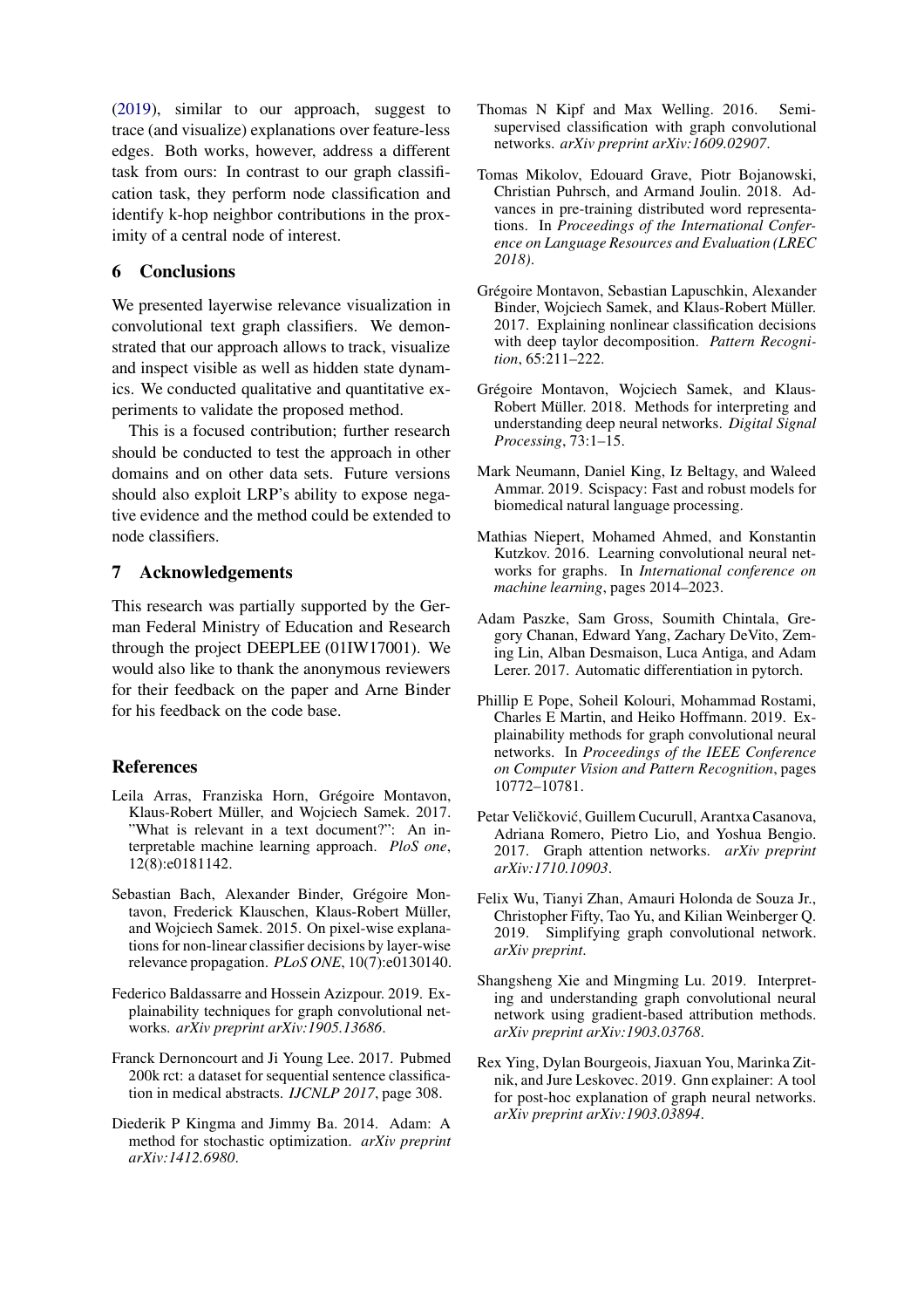(2019), similar to our approach, suggest to trace (and visualize) explanations over feature-less edges. Both works, however, address a different task from ours: In contrast to our graph classification task, they perform node classification and identify k-hop neighbor contributions in the proximity of a central node of interest.

## 6 Conclusions

We presented layerwise relevance visualization in convolutional text graph classifiers. We demonstrated that our approach allows to track, visualize and inspect visible as well as hidden state dynamics. We conducted qualitative and quantitative experiments to validate the proposed method.

This is a focused contribution; further research should be conducted to test the approach in other domains and on other data sets. Future versions should also exploit LRP's ability to expose negative evidence and the method could be extended to node classifiers.

## 7 Acknowledgements

This research was partially supported by the German Federal Ministry of Education and Research through the project DEEPLEE (01IW17001). We would also like to thank the anonymous reviewers for their feedback on the paper and Arne Binder for his feedback on the code base.

## References

Leila Arras, Franziska Horn, Grégoire Montavon, Klaus-Robert Müller, and Wojciech Samek. 2017. "What is relevant in a text document?": An interpretable machine learning approach. *PloS one*, 12(8):e0181142.

Sebastian Bach, Alexander Binder, Grégoire Montavon, Frederick Klauschen, Klaus-Robert Müller, and Wojciech Samek. 2015. On pixel-wise explanations for non-linear classifier decisions by layer-wise relevance propagation. *PLoS ONE*, 10(7):e0130140.

Federico Baldassarre and Hossein Azizpour. 2019. Explainability techniques for graph convolutional networks. *arXiv preprint arXiv:1905.13686*.

Franck Dernoncourt and Ji Young Lee. 2017. Pubmed 200k rct: a dataset for sequential sentence classification in medical abstracts. *IJCNLP 2017*, page 308.

Diederik P Kingma and Jimmy Ba. 2014. Adam: A method for stochastic optimization. *arXiv preprint arXiv:1412.6980*.

Thomas N Kipf and Max Welling. 2016. Semi-supervised classification with graph convolutional networks. *arXiv preprint arXiv:1609.02907*.

Tomas Mikolov, Edouard Grave, Piotr Bojanowski, Christian Puhrsch, and Armand Joulin. 2018. Advances in pre-training distributed word representations. In *Proceedings of the International Conference on Language Resources and Evaluation (LREC 2018)*.

Grégoire Montavon, Sebastian Lapuschkin, Alexander Binder, Wojciech Samek, and Klaus-Robert Müller. 2017. Explaining nonlinear classification decisions with deep taylor decomposition. *Pattern Recognition*, 65:211–222.

Grégoire Montavon, Wojciech Samek, and Klaus-Robert Müller. 2018. Methods for interpreting and understanding deep neural networks. *Digital Signal Processing*, 73:1–15.

Mark Neumann, Daniel King, Iz Beltagy, and Waleed Ammar. 2019. Scispacy: Fast and robust models for biomedical natural language processing.

Mathias Niepert, Mohamed Ahmed, and Konstantin Kutzkov. 2016. Learning convolutional neural networks for graphs. In *International conference on machine learning*, pages 2014–2023.

Adam Paszke, Sam Gross, Soumith Chintala, Gregory Chanan, Edward Yang, Zachary DeVito, Zeming Lin, Alban Desmaison, Luca Antiga, and Adam Lerer. 2017. Automatic differentiation in pytorch.

Phillip E Pope, Soheil Kolouri, Mohammad Rostami, Charles E Martin, and Heiko Hoffmann. 2019. Explainability methods for graph convolutional neural networks. In *Proceedings of the IEEE Conference on Computer Vision and Pattern Recognition*, pages 10772–10781.

Petar Veličković, Guillem Cucurull, Arantxa Casanova, Adriana Romero, Pietro Lio, and Yoshua Bengio. 2017. Graph attention networks. *arXiv preprint arXiv:1710.10903*.

Felix Wu, Tianyi Zhan, Amauri Holonda de Souza Jr., Christopher Fifty, Tao Yu, and Kilian Weinberger Q. 2019. Simplifying graph convolutional network. *arXiv preprint*.

Shangsheng Xie and Mingming Lu. 2019. Interpreting and understanding graph convolutional neural network using gradient-based attribution methods. *arXiv preprint arXiv:1903.03768*.

Rex Ying, Dylan Bourgeois, Jiaxuan You, Marinka Zitnik, and Jure Leskovec. 2019. Gnn explainer: A tool for post-hoc explanation of graph neural networks. *arXiv preprint arXiv:1903.03894*.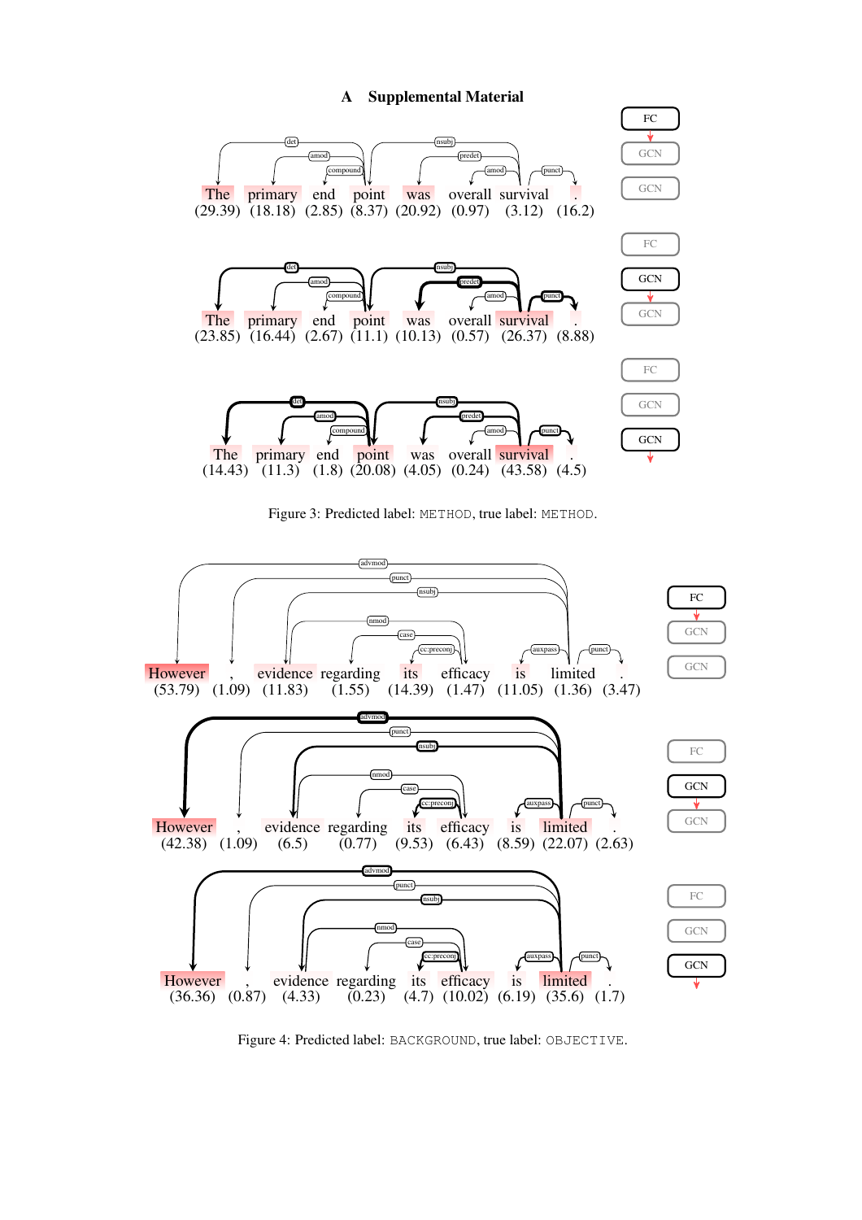# A Supplemental Material

FC
GCN
GCN

The primary end point was overall survival .
(29.39) (18.18) (2.85) (8.37) (20.92) (0.97) (3.12) (16.2)

det amod compound nsubj predet amod punct

FC
GCN
GCN

The primary end point was overall survival .
(23.85) (16.44) (2.67) (11.1) (10.13) (0.57) (26.37) (8.88)

FC
GCN
GCN

The primary end point was overall survival .
(14.43) (11.3) (1.8) (20.08) (4.05) (0.24) (43.58) (4.5)

Figure 3: Predicted label: METHOD, true label: METHOD.

FC
GCN
GCN

However , evidence regarding its efficacy is limited .
(53.79) (1.09) (11.83) (1.55) (14.39) (1.47) (11.05) (1.36) (3.47)

advmod punct nsubj nmod case cc:preconj auxpass punct

FC
GCN
GCN

However , evidence regarding its efficacy is limited .
(42.38) (1.09) (6.5) (0.77) (9.53) (6.43) (8.59) (22.07) (2.63)

FC
GCN
GCN

However , evidence regarding its efficacy is limited .
(36.36) (0.87) (4.33) (0.23) (4.7) (10.02) (6.19) (35.6) (1.7)

Figure 4: Predicted label: BACKGROUND, true label: OBJECTIVE.